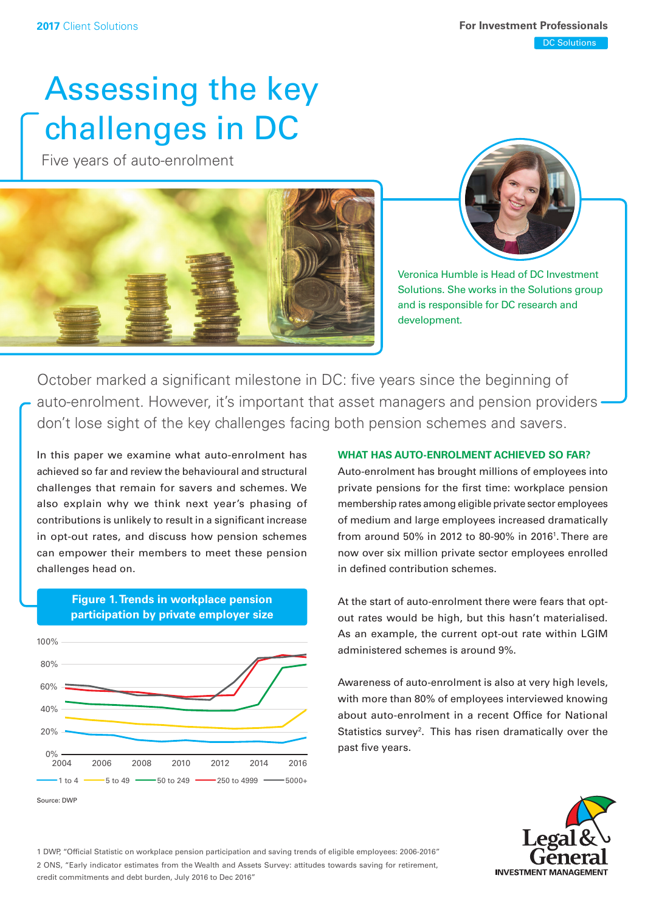2017 Client Solutions

For Investment Professionals

DC Solutions

# Assessing the key challenges in DC

Five years of auto-enrolment

Veronica Humble is Head of DC Investment Solutions. She works in the Solutions group and is responsible for DC research and development.

October marked a significant milestone in DC: five years since the beginning of auto-enrolment. However, it's important that asset managers and pension providers don't lose sight of the key challenges facing both pension schemes and savers.

In this paper we examine what auto-enrolment has achieved so far and review the behavioural and structural challenges that remain for savers and schemes. We also explain why we think next year's phasing of contributions is unlikely to result in a significant increase in opt-out rates, and discuss how pension schemes can empower their members to meet these pension challenges head on.

**Figure 1. Trends in workplace pension participation by private employer size**

Legend: 1 to 4; 5 to 49; 50 to 249; 250 to 4999; 5000+

Source: DWP

## WHAT HAS AUTO-ENROLMENT ACHIEVED SO FAR?

Auto-enrolment has brought millions of employees into private pensions for the first time: workplace pension membership rates among eligible private sector employees of medium and large employees increased dramatically from around 50% in 2012 to 80-90% in 2016[1]. There are now over six million private sector employees enrolled in defined contribution schemes.

At the start of auto-enrolment there were fears that opt-out rates would be high, but this hasn't materialised. As an example, the current opt-out rate within LGIM administered schemes is around 9%.

Awareness of auto-enrolment is also at very high levels, with more than 80% of employees interviewed knowing about auto-enrolment in a recent Office for National Statistics survey[2]. This has risen dramatically over the past five years.

1 DWP, "Official Statistic on workplace pension participation and saving trends of eligible employees: 2006-2016"

2 ONS, "Early indicator estimates from the Wealth and Assets Survey: attitudes towards saving for retirement, credit commitments and debt burden, July 2016 to Dec 2016"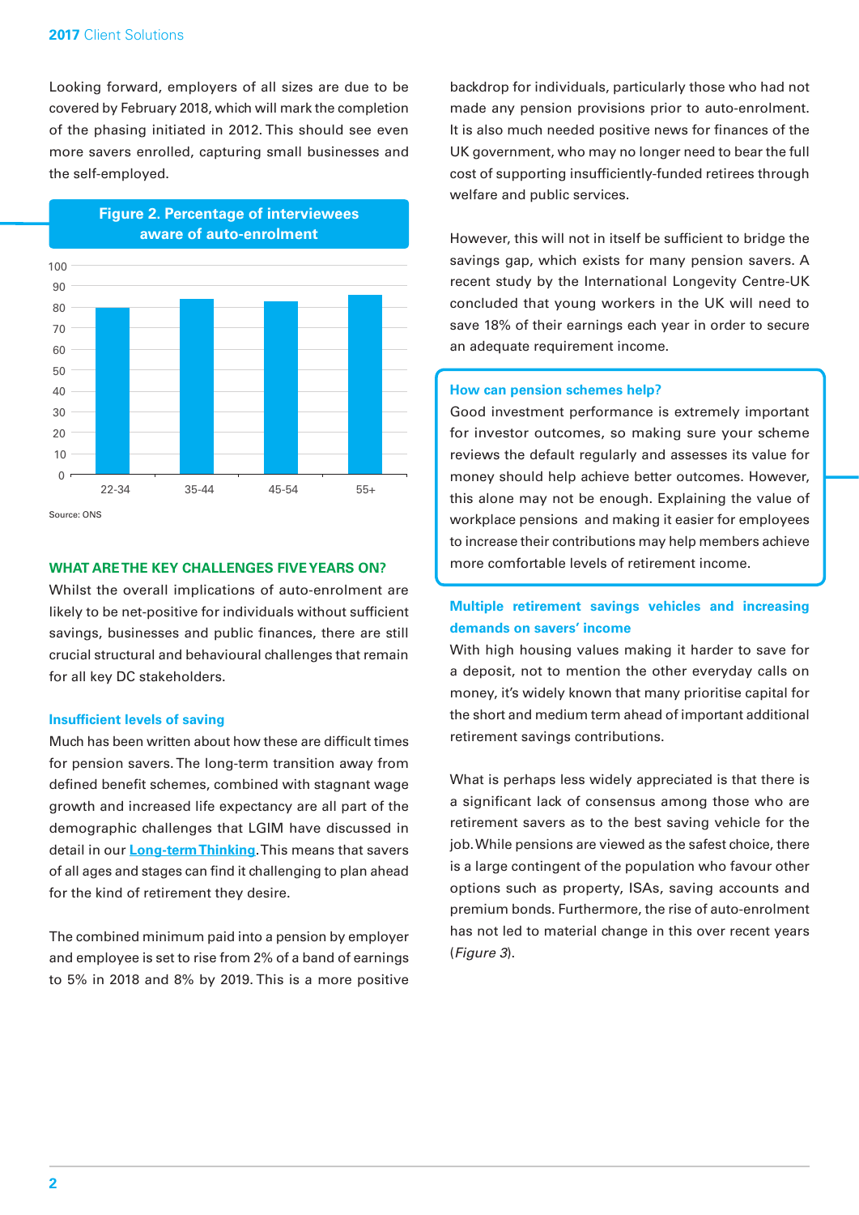Looking forward, employers of all sizes are due to be covered by February 2018, which will mark the completion of the phasing initiated in 2012. This should see even more savers enrolled, capturing small businesses and the self-employed.

**Figure 2. Percentage of interviewees aware of auto-enrolment**

| Age group | Percentage (approx.) |
|---|---|
| 22-34 | 80 |
| 35-44 | 84 |
| 45-54 | 83 |
| 55+ | 86 |

Source: ONS

## WHAT ARE THE KEY CHALLENGES FIVE YEARS ON?

Whilst the overall implications of auto-enrolment are likely to be net-positive for individuals without sufficient savings, businesses and public finances, there are still crucial structural and behavioural challenges that remain for all key DC stakeholders.

### Insufficient levels of saving

Much has been written about how these are difficult times for pension savers. The long-term transition away from defined benefit schemes, combined with stagnant wage growth and increased life expectancy are all part of the demographic challenges that LGIM have discussed in detail in our **Long-term Thinking**. This means that savers of all ages and stages can find it challenging to plan ahead for the kind of retirement they desire.

The combined minimum paid into a pension by employer and employee is set to rise from 2% of a band of earnings to 5% in 2018 and 8% by 2019. This is a more positive backdrop for individuals, particularly those who had not made any pension provisions prior to auto-enrolment. It is also much needed positive news for finances of the UK government, who may no longer need to bear the full cost of supporting insufficiently-funded retirees through welfare and public services.

However, this will not in itself be sufficient to bridge the savings gap, which exists for many pension savers. A recent study by the International Longevity Centre-UK concluded that young workers in the UK will need to save 18% of their earnings each year in order to secure an adequate requirement income.

> **How can pension schemes help?**
>
> Good investment performance is extremely important for investor outcomes, so making sure your scheme reviews the default regularly and assesses its value for money should help achieve better outcomes. However, this alone may not be enough. Explaining the value of workplace pensions and making it easier for employees to increase their contributions may help members achieve more comfortable levels of retirement income.

### Multiple retirement savings vehicles and increasing demands on savers' income

With high housing values making it harder to save for a deposit, not to mention the other everyday calls on money, it's widely known that many prioritise capital for the short and medium term ahead of important additional retirement savings contributions.

What is perhaps less widely appreciated is that there is a significant lack of consensus among those who are retirement savers as to the best saving vehicle for the job. While pensions are viewed as the safest choice, there is a large contingent of the population who favour other options such as property, ISAs, saving accounts and premium bonds. Furthermore, the rise of auto-enrolment has not led to material change in this over recent years (*Figure 3*).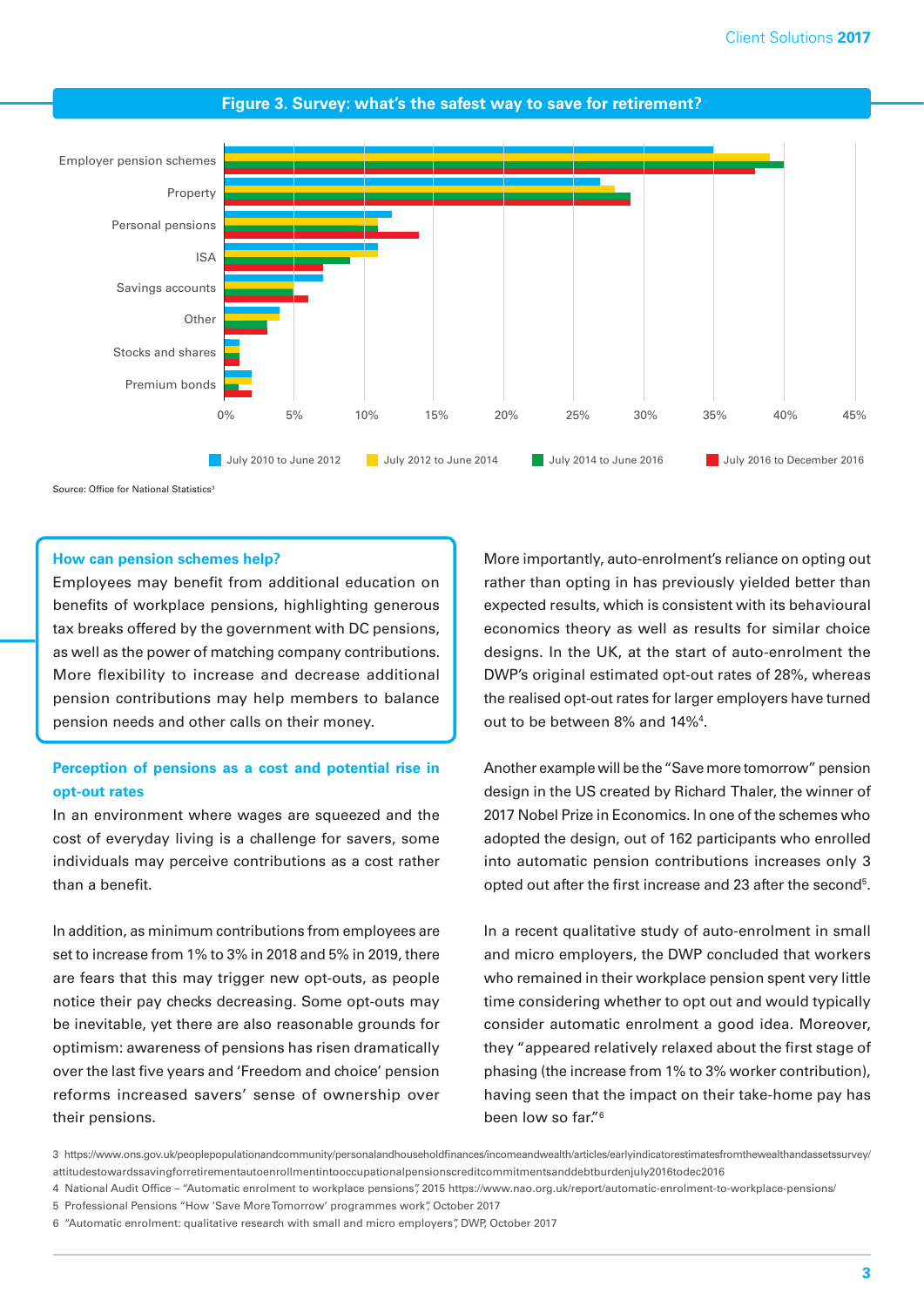**Figure 3. Survey: what's the safest way to save for retirement?**

Source: Office for National Statistics[3]

### How can pension schemes help?

Employees may benefit from additional education on benefits of workplace pensions, highlighting generous tax breaks offered by the government with DC pensions, as well as the power of matching company contributions. More flexibility to increase and decrease additional pension contributions may help members to balance pension needs and other calls on their money.

### Perception of pensions as a cost and potential rise in opt-out rates

In an environment where wages are squeezed and the cost of everyday living is a challenge for savers, some individuals may perceive contributions as a cost rather than a benefit.

In addition, as minimum contributions from employees are set to increase from 1% to 3% in 2018 and 5% in 2019, there are fears that this may trigger new opt-outs, as people notice their pay checks decreasing. Some opt-outs may be inevitable, yet there are also reasonable grounds for optimism: awareness of pensions has risen dramatically over the last five years and 'Freedom and choice' pension reforms increased savers' sense of ownership over their pensions.

More importantly, auto-enrolment's reliance on opting out rather than opting in has previously yielded better than expected results, which is consistent with its behavioural economics theory as well as results for similar choice designs. In the UK, at the start of auto-enrolment the DWP's original estimated opt-out rates of 28%, whereas the realised opt-out rates for larger employers have turned out to be between 8% and 14%[4].

Another example will be the "Save more tomorrow" pension design in the US created by Richard Thaler, the winner of 2017 Nobel Prize in Economics. In one of the schemes who adopted the design, out of 162 participants who enrolled into automatic pension contributions increases only 3 opted out after the first increase and 23 after the second[5].

In a recent qualitative study of auto-enrolment in small and micro employers, the DWP concluded that workers who remained in their workplace pension spent very little time considering whether to opt out and would typically consider automatic enrolment a good idea. Moreover, they "appeared relatively relaxed about the first stage of phasing (the increase from 1% to 3% worker contribution), having seen that the impact on their take-home pay has been low so far."[6]

---

3 https://www.ons.gov.uk/peoplepopulationandcommunity/personalandhouseholdfinances/incomeandwealth/articles/earlyindicatorestimatesfromthewealthandassetssurvey/attitudestowardssavingforretirementautoenrollmentintooccupationalpensionscreditcommitmentsanddebtburdenjuly2016todec2016

4 National Audit Office – "Automatic enrolment to workplace pensions", 2015 https://www.nao.org.uk/report/automatic-enrolment-to-workplace-pensions/

5 Professional Pensions "How 'Save More Tomorrow' programmes work", October 2017

6 "Automatic enrolment: qualitative research with small and micro employers", DWP, October 2017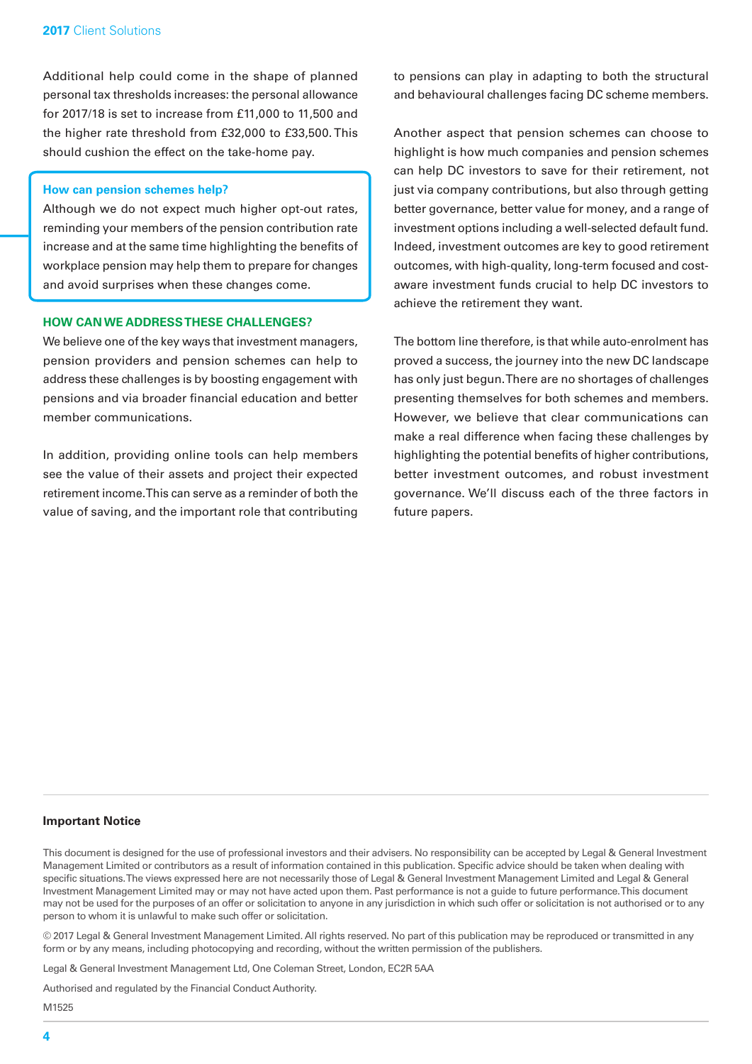Additional help could come in the shape of planned personal tax thresholds increases: the personal allowance for 2017/18 is set to increase from £11,000 to 11,500 and the higher rate threshold from £32,000 to £33,500. This should cushion the effect on the take-home pay.

### How can pension schemes help?

Although we do not expect much higher opt-out rates, reminding your members of the pension contribution rate increase and at the same time highlighting the benefits of workplace pension may help them to prepare for changes and avoid surprises when these changes come.

## HOW CAN WE ADDRESS THESE CHALLENGES?

We believe one of the key ways that investment managers, pension providers and pension schemes can help to address these challenges is by boosting engagement with pensions and via broader financial education and better member communications.

In addition, providing online tools can help members see the value of their assets and project their expected retirement income. This can serve as a reminder of both the value of saving, and the important role that contributing to pensions can play in adapting to both the structural and behavioural challenges facing DC scheme members.

Another aspect that pension schemes can choose to highlight is how much companies and pension schemes can help DC investors to save for their retirement, not just via company contributions, but also through getting better governance, better value for money, and a range of investment options including a well-selected default fund. Indeed, investment outcomes are key to good retirement outcomes, with high-quality, long-term focused and cost-aware investment funds crucial to help DC investors to achieve the retirement they want.

The bottom line therefore, is that while auto-enrolment has proved a success, the journey into the new DC landscape has only just begun. There are no shortages of challenges presenting themselves for both schemes and members. However, we believe that clear communications can make a real difference when facing these challenges by highlighting the potential benefits of higher contributions, better investment outcomes, and robust investment governance. We'll discuss each of the three factors in future papers.

**Important Notice**

This document is designed for the use of professional investors and their advisers. No responsibility can be accepted by Legal & General Investment Management Limited or contributors as a result of information contained in this publication. Specific advice should be taken when dealing with specific situations. The views expressed here are not necessarily those of Legal & General Investment Management Limited and Legal & General Investment Management Limited may or may not have acted upon them. Past performance is not a guide to future performance. This document may not be used for the purposes of an offer or solicitation to anyone in any jurisdiction in which such offer or solicitation is not authorised or to any person to whom it is unlawful to make such offer or solicitation.

© 2017 Legal & General Investment Management Limited. All rights reserved. No part of this publication may be reproduced or transmitted in any form or by any means, including photocopying and recording, without the written permission of the publishers.

Legal & General Investment Management Ltd, One Coleman Street, London, EC2R 5AA

Authorised and regulated by the Financial Conduct Authority.

M1525